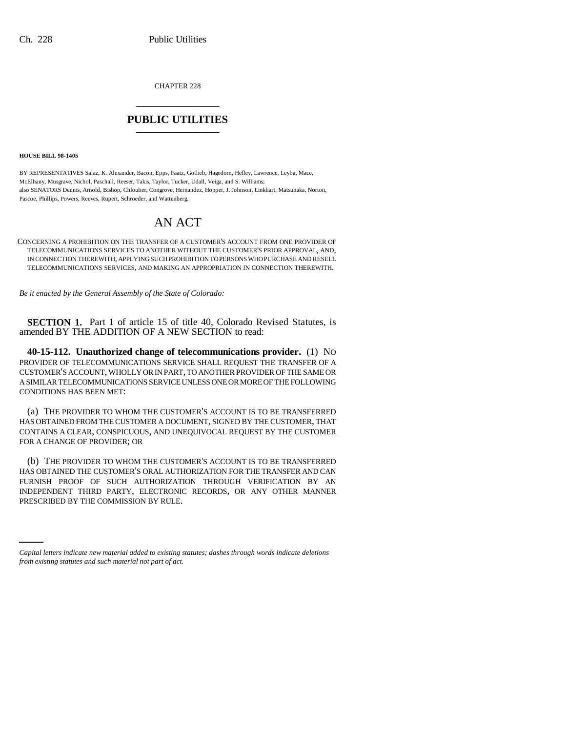CHAPTER 228

# PUBLIC UTILITIES

**HOUSE BILL 98-1405**

BY REPRESENTATIVES Salaz, K. Alexander, Bacon, Epps, Faatz, Gotlieb, Hagedorn, Hefley, Lawrence, Leyba, Mace, McElhany, Musgrave, Nichol, Paschall, Reeser, Takis, Taylor, Tucker, Udall, Veiga, and S. Williams;
also SENATORS Dennis, Arnold, Bishop, Chlouber, Congrove, Hernandez, Hopper, J. Johnson, Linkhart, Matsunaka, Norton, Pascoe, Phillips, Powers, Reeves, Rupert, Schroeder, and Wattenberg.

# AN ACT

CONCERNING A PROHIBITION ON THE TRANSFER OF A CUSTOMER'S ACCOUNT FROM ONE PROVIDER OF TELECOMMUNICATIONS SERVICES TO ANOTHER WITHOUT THE CUSTOMER'S PRIOR APPROVAL, AND, IN CONNECTION THEREWITH, APPLYING SUCH PROHIBITION TO PERSONS WHO PURCHASE AND RESELL TELECOMMUNICATIONS SERVICES, AND MAKING AN APPROPRIATION IN CONNECTION THEREWITH.

*Be it enacted by the General Assembly of the State of Colorado:*

**SECTION 1.** Part 1 of article 15 of title 40, Colorado Revised Statutes, is amended BY THE ADDITION OF A NEW SECTION to read:

**40-15-112. Unauthorized change of telecommunications provider.** (1) NO PROVIDER OF TELECOMMUNICATIONS SERVICE SHALL REQUEST THE TRANSFER OF A CUSTOMER'S ACCOUNT, WHOLLY OR IN PART, TO ANOTHER PROVIDER OF THE SAME OR A SIMILAR TELECOMMUNICATIONS SERVICE UNLESS ONE OR MORE OF THE FOLLOWING CONDITIONS HAS BEEN MET:

(a) THE PROVIDER TO WHOM THE CUSTOMER'S ACCOUNT IS TO BE TRANSFERRED HAS OBTAINED FROM THE CUSTOMER A DOCUMENT, SIGNED BY THE CUSTOMER, THAT CONTAINS A CLEAR, CONSPICUOUS, AND UNEQUIVOCAL REQUEST BY THE CUSTOMER FOR A CHANGE OF PROVIDER; OR

(b) THE PROVIDER TO WHOM THE CUSTOMER'S ACCOUNT IS TO BE TRANSFERRED HAS OBTAINED THE CUSTOMER'S ORAL AUTHORIZATION FOR THE TRANSFER AND CAN FURNISH PROOF OF SUCH AUTHORIZATION THROUGH VERIFICATION BY AN INDEPENDENT THIRD PARTY, ELECTRONIC RECORDS, OR ANY OTHER MANNER PRESCRIBED BY THE COMMISSION BY RULE.

*Capital letters indicate new material added to existing statutes; dashes through words indicate deletions from existing statutes and such material not part of act.*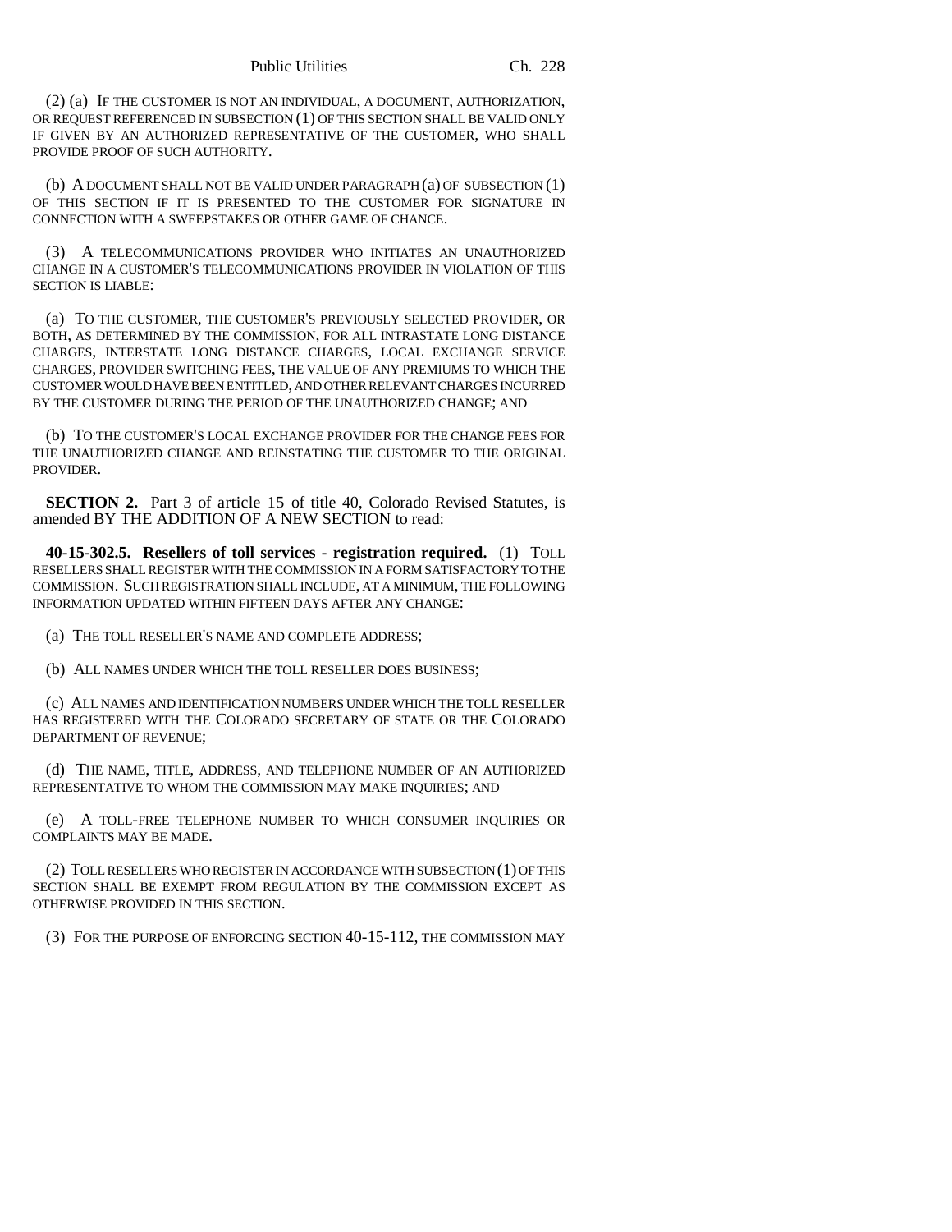(2) (a) IF THE CUSTOMER IS NOT AN INDIVIDUAL, A DOCUMENT, AUTHORIZATION, OR REQUEST REFERENCED IN SUBSECTION (1) OF THIS SECTION SHALL BE VALID ONLY IF GIVEN BY AN AUTHORIZED REPRESENTATIVE OF THE CUSTOMER, WHO SHALL PROVIDE PROOF OF SUCH AUTHORITY.

(b) A DOCUMENT SHALL NOT BE VALID UNDER PARAGRAPH (a) OF SUBSECTION (1) OF THIS SECTION IF IT IS PRESENTED TO THE CUSTOMER FOR SIGNATURE IN CONNECTION WITH A SWEEPSTAKES OR OTHER GAME OF CHANCE.

(3) A TELECOMMUNICATIONS PROVIDER WHO INITIATES AN UNAUTHORIZED CHANGE IN A CUSTOMER'S TELECOMMUNICATIONS PROVIDER IN VIOLATION OF THIS SECTION IS LIABLE:

(a) TO THE CUSTOMER, THE CUSTOMER'S PREVIOUSLY SELECTED PROVIDER, OR BOTH, AS DETERMINED BY THE COMMISSION, FOR ALL INTRASTATE LONG DISTANCE CHARGES, INTERSTATE LONG DISTANCE CHARGES, LOCAL EXCHANGE SERVICE CHARGES, PROVIDER SWITCHING FEES, THE VALUE OF ANY PREMIUMS TO WHICH THE CUSTOMER WOULD HAVE BEEN ENTITLED, AND OTHER RELEVANT CHARGES INCURRED BY THE CUSTOMER DURING THE PERIOD OF THE UNAUTHORIZED CHANGE; AND

(b) TO THE CUSTOMER'S LOCAL EXCHANGE PROVIDER FOR THE CHANGE FEES FOR THE UNAUTHORIZED CHANGE AND REINSTATING THE CUSTOMER TO THE ORIGINAL PROVIDER.

**SECTION 2.** Part 3 of article 15 of title 40, Colorado Revised Statutes, is amended BY THE ADDITION OF A NEW SECTION to read:

**40-15-302.5. Resellers of toll services - registration required.** (1) TOLL RESELLERS SHALL REGISTER WITH THE COMMISSION IN A FORM SATISFACTORY TO THE COMMISSION. SUCH REGISTRATION SHALL INCLUDE, AT A MINIMUM, THE FOLLOWING INFORMATION UPDATED WITHIN FIFTEEN DAYS AFTER ANY CHANGE:

(a) THE TOLL RESELLER'S NAME AND COMPLETE ADDRESS;

(b) ALL NAMES UNDER WHICH THE TOLL RESELLER DOES BUSINESS;

(c) ALL NAMES AND IDENTIFICATION NUMBERS UNDER WHICH THE TOLL RESELLER HAS REGISTERED WITH THE COLORADO SECRETARY OF STATE OR THE COLORADO DEPARTMENT OF REVENUE;

(d) THE NAME, TITLE, ADDRESS, AND TELEPHONE NUMBER OF AN AUTHORIZED REPRESENTATIVE TO WHOM THE COMMISSION MAY MAKE INQUIRIES; AND

(e) A TOLL-FREE TELEPHONE NUMBER TO WHICH CONSUMER INQUIRIES OR COMPLAINTS MAY BE MADE.

(2) TOLL RESELLERS WHO REGISTER IN ACCORDANCE WITH SUBSECTION (1) OF THIS SECTION SHALL BE EXEMPT FROM REGULATION BY THE COMMISSION EXCEPT AS OTHERWISE PROVIDED IN THIS SECTION.

(3) FOR THE PURPOSE OF ENFORCING SECTION 40-15-112, THE COMMISSION MAY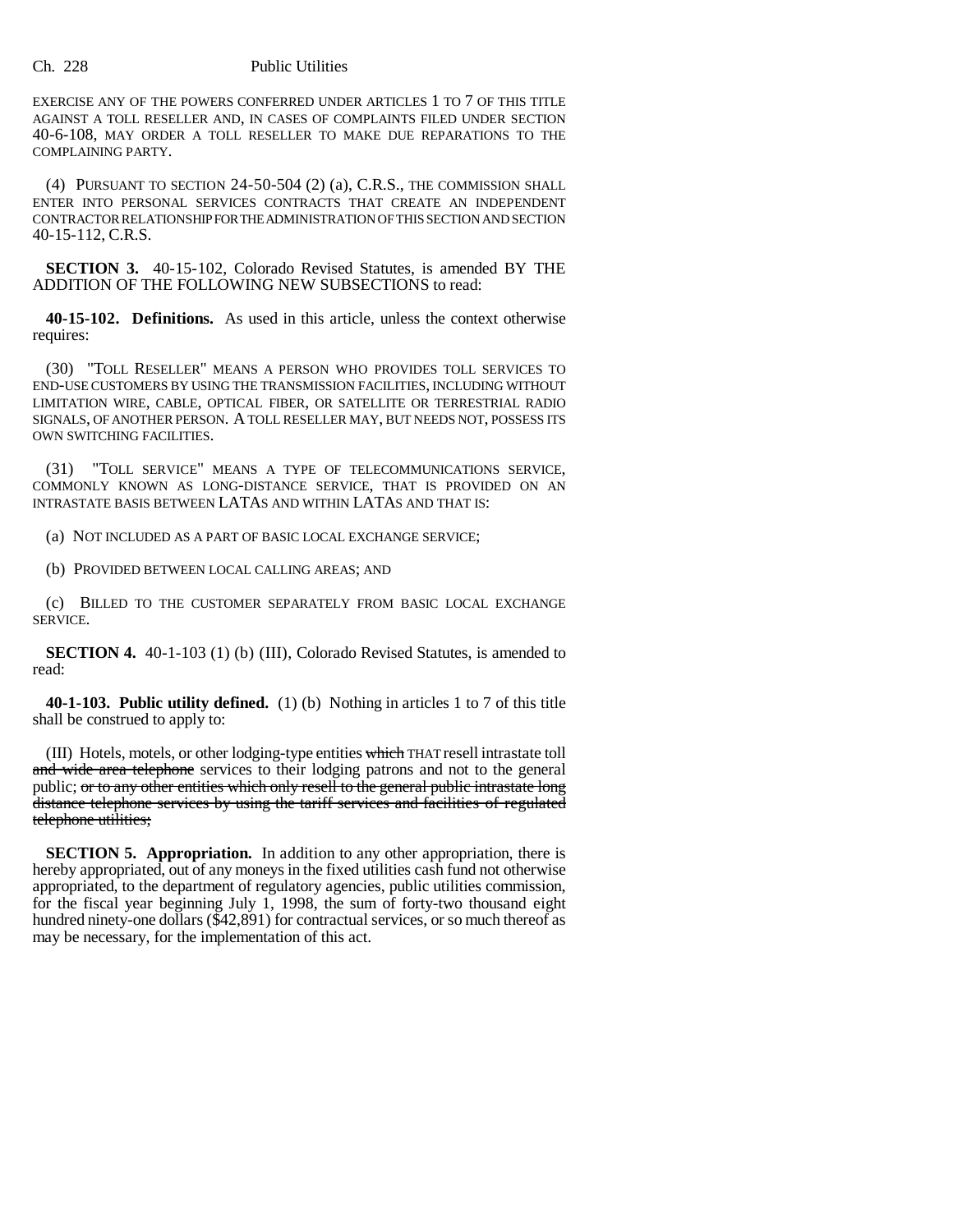EXERCISE ANY OF THE POWERS CONFERRED UNDER ARTICLES 1 TO 7 OF THIS TITLE AGAINST A TOLL RESELLER AND, IN CASES OF COMPLAINTS FILED UNDER SECTION 40-6-108, MAY ORDER A TOLL RESELLER TO MAKE DUE REPARATIONS TO THE COMPLAINING PARTY.

(4) PURSUANT TO SECTION 24-50-504 (2) (a), C.R.S., THE COMMISSION SHALL ENTER INTO PERSONAL SERVICES CONTRACTS THAT CREATE AN INDEPENDENT CONTRACTOR RELATIONSHIP FOR THE ADMINISTRATION OF THIS SECTION AND SECTION 40-15-112, C.R.S.

**SECTION 3.** 40-15-102, Colorado Revised Statutes, is amended BY THE ADDITION OF THE FOLLOWING NEW SUBSECTIONS to read:

**40-15-102. Definitions.** As used in this article, unless the context otherwise requires:

(30) "TOLL RESELLER" MEANS A PERSON WHO PROVIDES TOLL SERVICES TO END-USE CUSTOMERS BY USING THE TRANSMISSION FACILITIES, INCLUDING WITHOUT LIMITATION WIRE, CABLE, OPTICAL FIBER, OR SATELLITE OR TERRESTRIAL RADIO SIGNALS, OF ANOTHER PERSON. A TOLL RESELLER MAY, BUT NEEDS NOT, POSSESS ITS OWN SWITCHING FACILITIES.

(31) "TOLL SERVICE" MEANS A TYPE OF TELECOMMUNICATIONS SERVICE, COMMONLY KNOWN AS LONG-DISTANCE SERVICE, THAT IS PROVIDED ON AN INTRASTATE BASIS BETWEEN LATAS AND WITHIN LATAS AND THAT IS:

(a) NOT INCLUDED AS A PART OF BASIC LOCAL EXCHANGE SERVICE;

(b) PROVIDED BETWEEN LOCAL CALLING AREAS; AND

(c) BILLED TO THE CUSTOMER SEPARATELY FROM BASIC LOCAL EXCHANGE SERVICE.

**SECTION 4.** 40-1-103 (1) (b) (III), Colorado Revised Statutes, is amended to read:

**40-1-103. Public utility defined.** (1) (b) Nothing in articles 1 to 7 of this title shall be construed to apply to:

(III) Hotels, motels, or other lodging-type entities ~~which~~ THAT resell intrastate toll ~~and wide area telephone~~ services to their lodging patrons and not to the general public; ~~or to any other entities which only resell to the general public intrastate long distance telephone services by using the tariff services and facilities of regulated telephone utilities;~~

**SECTION 5. Appropriation.** In addition to any other appropriation, there is hereby appropriated, out of any moneys in the fixed utilities cash fund not otherwise appropriated, to the department of regulatory agencies, public utilities commission, for the fiscal year beginning July 1, 1998, the sum of forty-two thousand eight hundred ninety-one dollars ($42,891) for contractual services, or so much thereof as may be necessary, for the implementation of this act.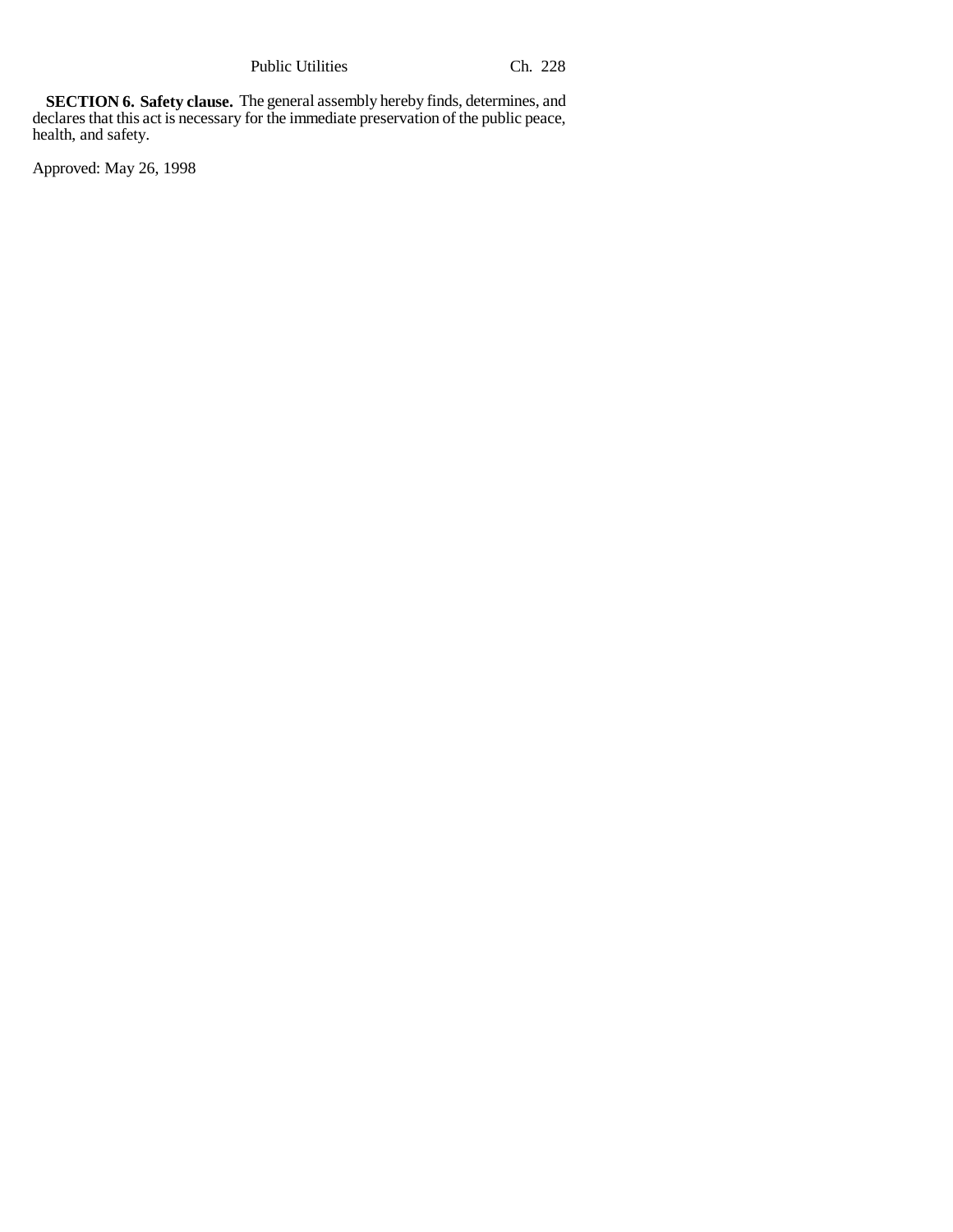**SECTION 6. Safety clause.** The general assembly hereby finds, determines, and declares that this act is necessary for the immediate preservation of the public peace, health, and safety.

Approved: May 26, 1998